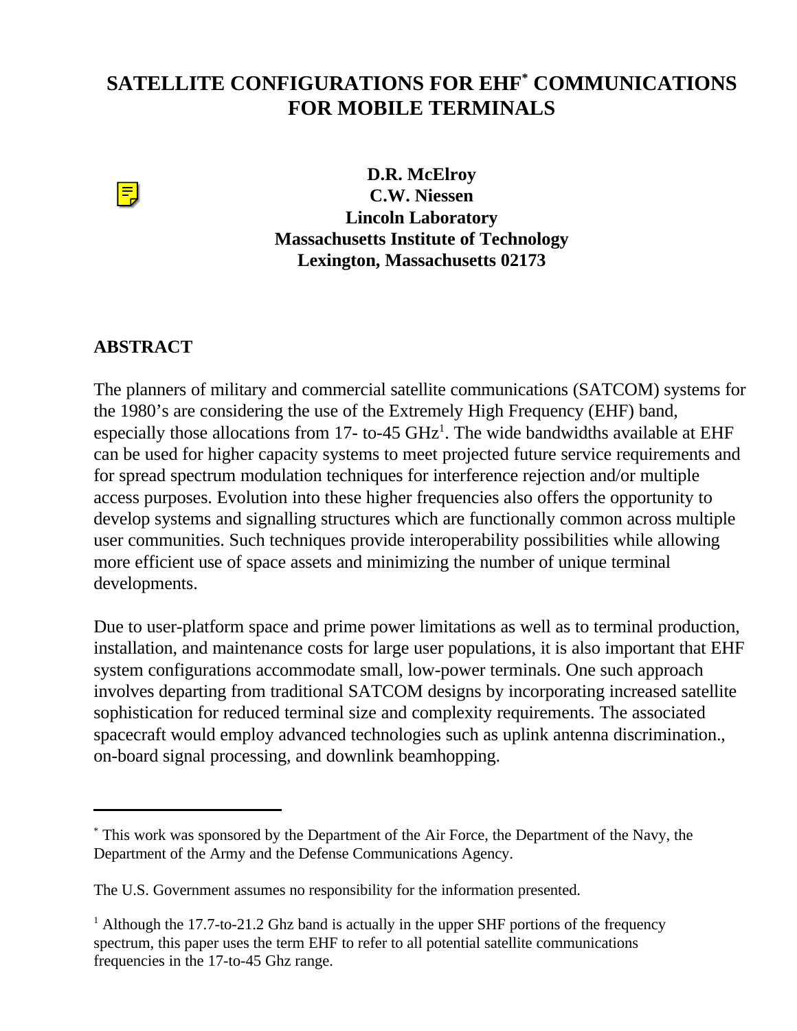# SATELLITE CONFIGURATIONS FOR EHF* COMMUNICATIONS FOR MOBILE TERMINALS

**D.R. McElroy**
**C.W. Niessen**
**Lincoln Laboratory**
**Massachusetts Institute of Technology**
**Lexington, Massachusetts 02173**

## ABSTRACT

The planners of military and commercial satellite communications (SATCOM) systems for the 1980's are considering the use of the Extremely High Frequency (EHF) band, especially those allocations from 17- to-45 GHz[1]. The wide bandwidths available at EHF can be used for higher capacity systems to meet projected future service requirements and for spread spectrum modulation techniques for interference rejection and/or multiple access purposes. Evolution into these higher frequencies also offers the opportunity to develop systems and signalling structures which are functionally common across multiple user communities. Such techniques provide interoperability possibilities while allowing more efficient use of space assets and minimizing the number of unique terminal developments.

Due to user-platform space and prime power limitations as well as to terminal production, installation, and maintenance costs for large user populations, it is also important that EHF system configurations accommodate small, low-power terminals. One such approach involves departing from traditional SATCOM designs by incorporating increased satellite sophistication for reduced terminal size and complexity requirements. The associated spacecraft would employ advanced technologies such as uplink antenna discrimination., on-board signal processing, and downlink beamhopping.

---

* This work was sponsored by the Department of the Air Force, the Department of the Navy, the Department of the Army and the Defense Communications Agency.

The U.S. Government assumes no responsibility for the information presented.

[1] Although the 17.7-to-21.2 Ghz band is actually in the upper SHF portions of the frequency spectrum, this paper uses the term EHF to refer to all potential satellite communications frequencies in the 17-to-45 Ghz range.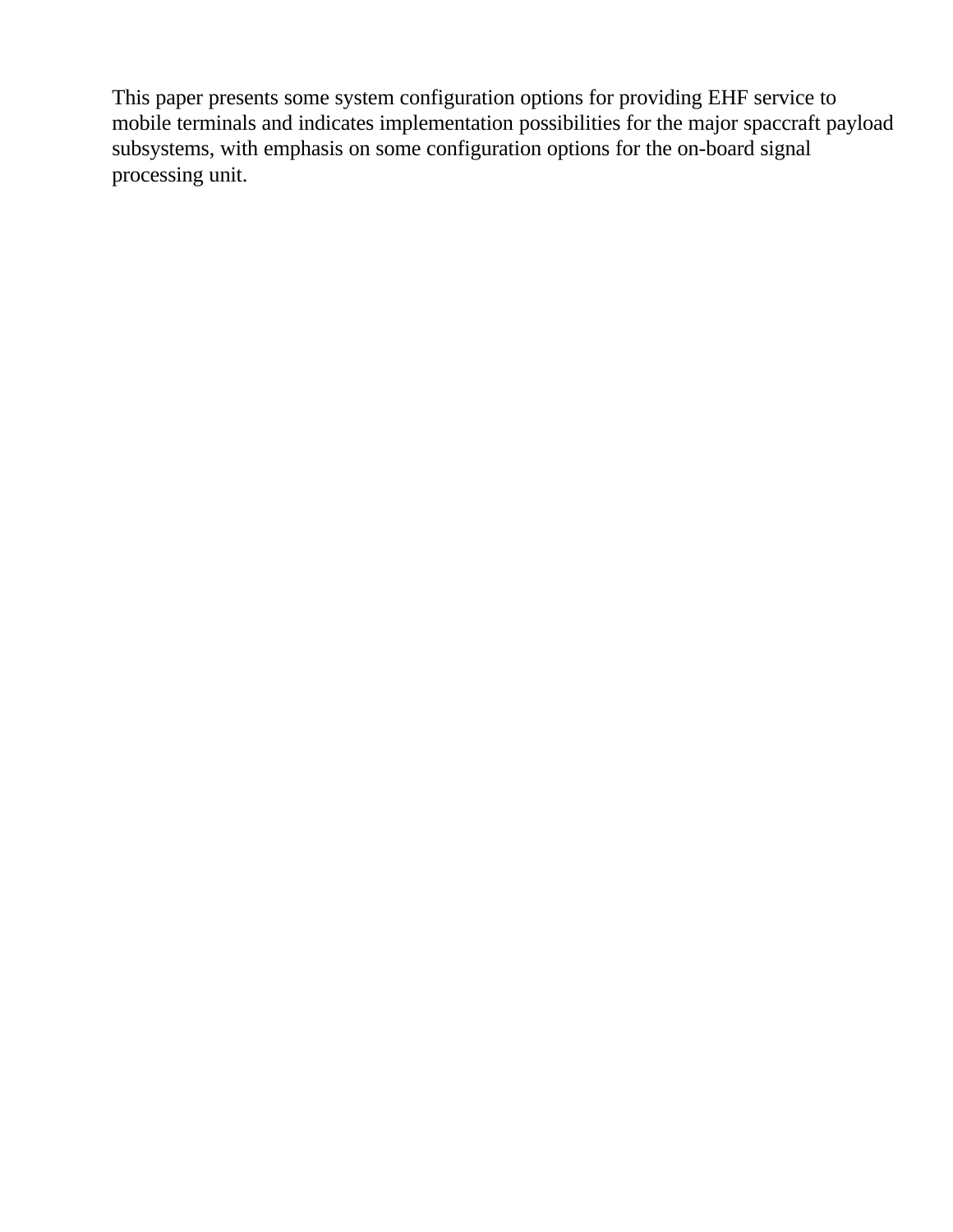This paper presents some system configuration options for providing EHF service to mobile terminals and indicates implementation possibilities for the major spaccraft payload subsystems, with emphasis on some configuration options for the on-board signal processing unit.